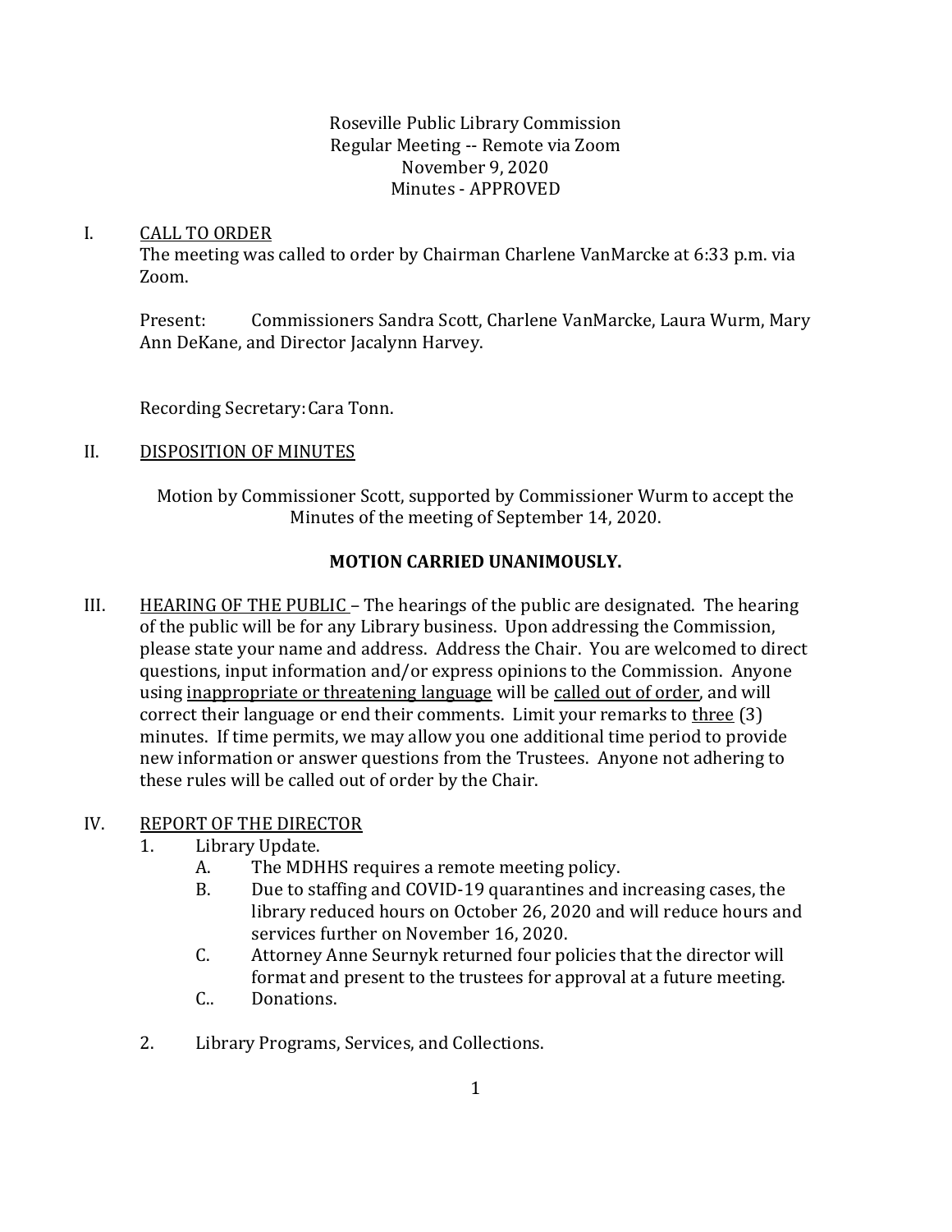Roseville Public Library Commission
Regular Meeting -- Remote via Zoom
November 9, 2020
Minutes - APPROVED

I. <u>CALL TO ORDER</u>

The meeting was called to order by Chairman Charlene VanMarcke at 6:33 p.m. via Zoom.

Present: Commissioners Sandra Scott, Charlene VanMarcke, Laura Wurm, Mary Ann DeKane, and Director Jacalynn Harvey.

Recording Secretary: Cara Tonn.

II. <u>DISPOSITION OF MINUTES</u>

Motion by Commissioner Scott, supported by Commissioner Wurm to accept the Minutes of the meeting of September 14, 2020.

**MOTION CARRIED UNANIMOUSLY.**

III. <u>HEARING OF THE PUBLIC</u> – The hearings of the public are designated. The hearing of the public will be for any Library business. Upon addressing the Commission, please state your name and address. Address the Chair. You are welcomed to direct questions, input information and/or express opinions to the Commission. Anyone using <u>inappropriate or threatening language</u> will be <u>called out of order</u>, and will correct their language or end their comments. Limit your remarks to <u>three</u> (3) minutes. If time permits, we may allow you one additional time period to provide new information or answer questions from the Trustees. Anyone not adhering to these rules will be called out of order by the Chair.

IV. <u>REPORT OF THE DIRECTOR</u>

1. Library Update.
   - A. The MDHHS requires a remote meeting policy.
   - B. Due to staffing and COVID-19 quarantines and increasing cases, the library reduced hours on October 26, 2020 and will reduce hours and services further on November 16, 2020.
   - C. Attorney Anne Seurnyk returned four policies that the director will format and present to the trustees for approval at a future meeting.
   - C.. Donations.

2. Library Programs, Services, and Collections.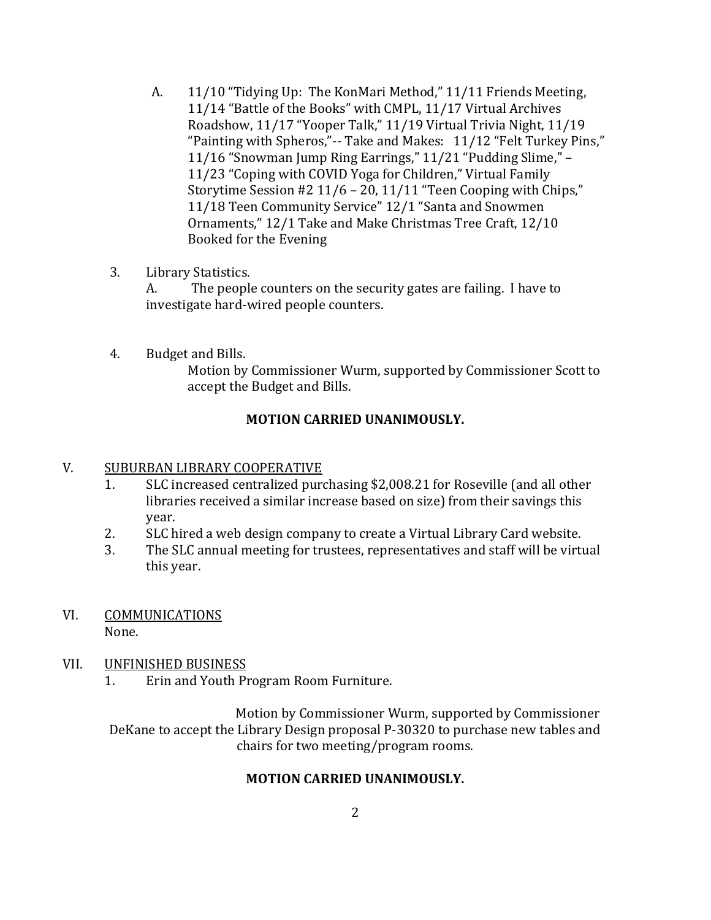A. 11/10 "Tidying Up: The KonMari Method," 11/11 Friends Meeting, 11/14 "Battle of the Books" with CMPL, 11/17 Virtual Archives Roadshow, 11/17 "Yooper Talk," 11/19 Virtual Trivia Night, 11/19 "Painting with Spheros,"-- Take and Makes: 11/12 "Felt Turkey Pins," 11/16 "Snowman Jump Ring Earrings," 11/21 "Pudding Slime," – 11/23 "Coping with COVID Yoga for Children," Virtual Family Storytime Session #2 11/6 – 20, 11/11 "Teen Cooping with Chips," 11/18 Teen Community Service" 12/1 "Santa and Snowmen Ornaments," 12/1 Take and Make Christmas Tree Craft, 12/10 Booked for the Evening

3. Library Statistics.
   A. The people counters on the security gates are failing. I have to investigate hard-wired people counters.

4. Budget and Bills.
   Motion by Commissioner Wurm, supported by Commissioner Scott to accept the Budget and Bills.

**MOTION CARRIED UNANIMOUSLY.**

V. SUBURBAN LIBRARY COOPERATIVE
   1. SLC increased centralized purchasing $2,008.21 for Roseville (and all other libraries received a similar increase based on size) from their savings this year.
   2. SLC hired a web design company to create a Virtual Library Card website.
   3. The SLC annual meeting for trustees, representatives and staff will be virtual this year.

VI. COMMUNICATIONS
   None.

VII. UNFINISHED BUSINESS
   1. Erin and Youth Program Room Furniture.

Motion by Commissioner Wurm, supported by Commissioner DeKane to accept the Library Design proposal P-30320 to purchase new tables and chairs for two meeting/program rooms.

**MOTION CARRIED UNANIMOUSLY.**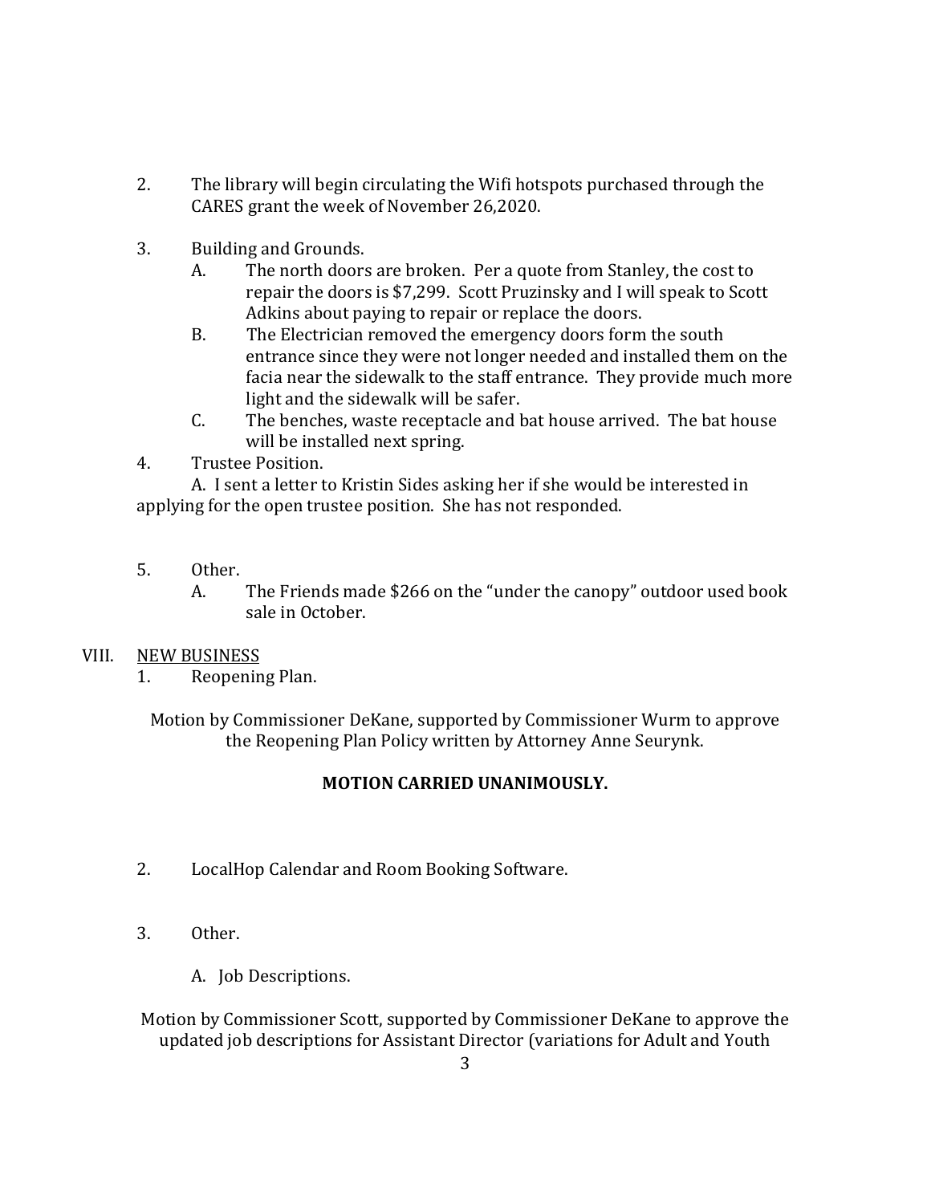2. The library will begin circulating the Wifi hotspots purchased through the CARES grant the week of November 26,2020.

3. Building and Grounds.
   - A. The north doors are broken. Per a quote from Stanley, the cost to repair the doors is $7,299. Scott Pruzinsky and I will speak to Scott Adkins about paying to repair or replace the doors.
   - B. The Electrician removed the emergency doors form the south entrance since they were not longer needed and installed them on the facia near the sidewalk to the staff entrance. They provide much more light and the sidewalk will be safer.
   - C. The benches, waste receptacle and bat house arrived. The bat house will be installed next spring.

4. Trustee Position.

   A. I sent a letter to Kristin Sides asking her if she would be interested in applying for the open trustee position. She has not responded.

5. Other.
   - A. The Friends made $266 on the "under the canopy" outdoor used book sale in October.

VIII. NEW BUSINESS

1. Reopening Plan.

Motion by Commissioner DeKane, supported by Commissioner Wurm to approve the Reopening Plan Policy written by Attorney Anne Seurynk.

**MOTION CARRIED UNANIMOUSLY.**

2. LocalHop Calendar and Room Booking Software.

3. Other.

   A. Job Descriptions.

Motion by Commissioner Scott, supported by Commissioner DeKane to approve the updated job descriptions for Assistant Director (variations for Adult and Youth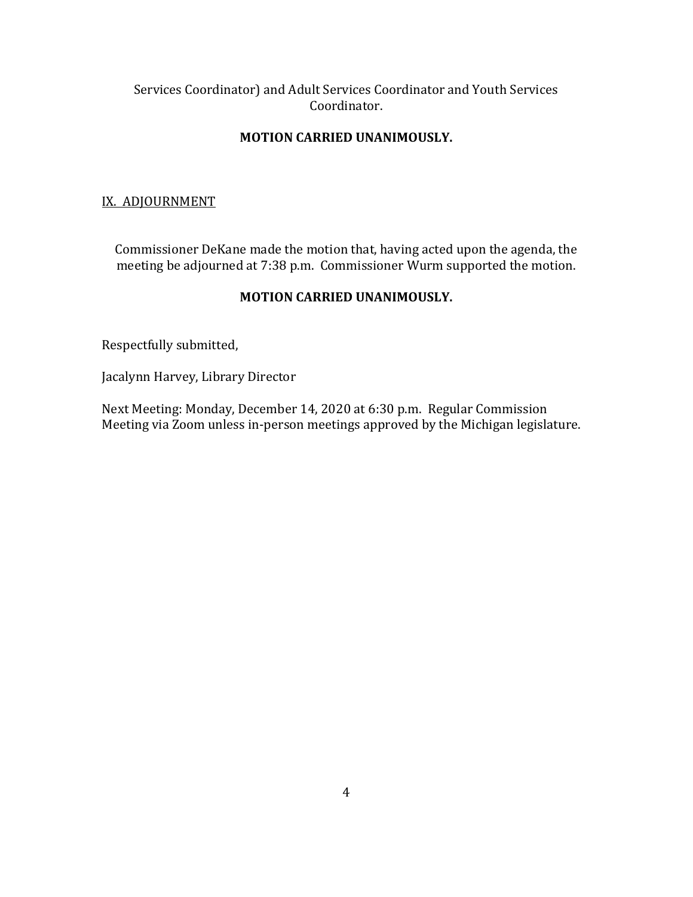Services Coordinator) and Adult Services Coordinator and Youth Services Coordinator.

**MOTION CARRIED UNANIMOUSLY.**

## IX. ADJOURNMENT

Commissioner DeKane made the motion that, having acted upon the agenda, the meeting be adjourned at 7:38 p.m. Commissioner Wurm supported the motion.

**MOTION CARRIED UNANIMOUSLY.**

Respectfully submitted,

Jacalynn Harvey, Library Director

Next Meeting: Monday, December 14, 2020 at 6:30 p.m. Regular Commission Meeting via Zoom unless in-person meetings approved by the Michigan legislature.